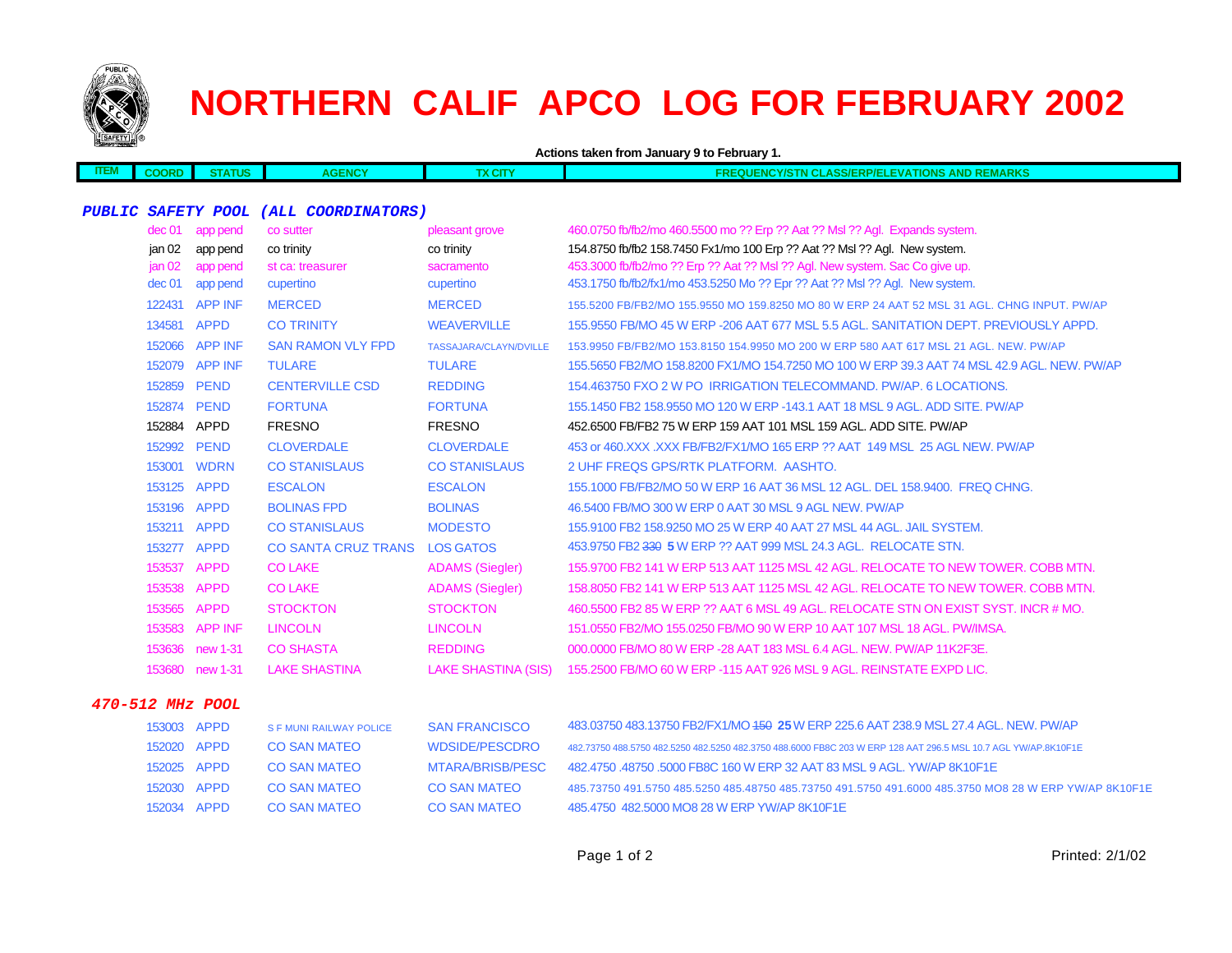# NORTHERN CALIF APCO LOG FOR FEBRUARY 2002

**Actions taken from January 9 to February 1.**

| ITEM | COORD | STATUS | AGENCY | TX CITY | FREQUENCY/STN CLASS/ERP/ELEVATIONS AND REMARKS |
|---|---|---|---|---|---|
| ***PUBLIC SAFETY POOL (ALL COORDINATORS)*** | | | | | |
| | dec 01 | app pend | co sutter | pleasant grove | 460.0750 fb/fb2/mo 460.5500 mo ?? Erp ?? Aat ?? Msl ?? Agl. Expands system. |
| | jan 02 | app pend | co trinity | co trinity | 154.8750 fb/fb2 158.7450 Fx1/mo 100 Erp ?? Aat ?? Msl ?? Agl. New system. |
| | jan 02 | app pend | st ca: treasurer | sacramento | 453.3000 fb/fb2/mo ?? Erp ?? Aat ?? Msl ?? Agl. New system. Sac Co give up. |
| | dec 01 | app pend | cupertino | cupertino | 453.1750 fb/fb2/fx1/mo 453.5250 Mo ?? Epr ?? Aat ?? Msl ?? Agl. New system. |
| | 122431 | APP INF | MERCED | MERCED | 155.5200 FB/FB2/MO 155.9550 MO 159.8250 MO 80 W ERP 24 AAT 52 MSL 31 AGL. CHNG INPUT. PW/AP |
| | 134581 | APPD | CO TRINITY | WEAVERVILLE | 155.9550 FB/MO 45 W ERP -206 AAT 677 MSL 5.5 AGL. SANITATION DEPT. PREVIOUSLY APPD. |
| | 152066 | APP INF | SAN RAMON VLY FPD | TASSAJARA/CLAYN/DVILLE | 153.9950 FB/FB2/MO 153.8150 154.9950 MO 200 W ERP 580 AAT 617 MSL 21 AGL. NEW. PW/AP |
| | 152079 | APP INF | TULARE | TULARE | 155.5650 FB2/MO 158.8200 FX1/MO 154.7250 MO 100 W ERP 39.3 AAT 74 MSL 42.9 AGL. NEW. PW/AP |
| | 152859 | PEND | CENTERVILLE CSD | REDDING | 154.463750 FXO 2 W PO IRRIGATION TELECOMMAND. PW/AP. 6 LOCATIONS. |
| | 152874 | PEND | FORTUNA | FORTUNA | 155.1450 FB2 158.9550 MO 120 W ERP -143.1 AAT 18 MSL 9 AGL. ADD SITE. PW/AP |
| | 152884 | APPD | FRESNO | FRESNO | 452.6500 FB/FB2 75 W ERP 159 AAT 101 MSL 159 AGL. ADD SITE. PW/AP |
| | 152992 | PEND | CLOVERDALE | CLOVERDALE | 453 or 460.XXX .XXX FB/FB2/FX1/MO 165 ERP ?? AAT 149 MSL 25 AGL NEW. PW/AP |
| | 153001 | WDRN | CO STANISLAUS | CO STANISLAUS | 2 UHF FREQS GPS/RTK PLATFORM. AASHTO. |
| | 153125 | APPD | ESCALON | ESCALON | 155.1000 FB/FB2/MO 50 W ERP 16 AAT 36 MSL 12 AGL. DEL 158.9400. FREQ CHNG. |
| | 153196 | APPD | BOLINAS FPD | BOLINAS | 46.5400 FB/MO 300 W ERP 0 AAT 30 MSL 9 AGL NEW. PW/AP |
| | 153211 | APPD | CO STANISLAUS | MODESTO | 155.9100 FB2 158.9250 MO 25 W ERP 40 AAT 27 MSL 44 AGL. JAIL SYSTEM. |
| | 153277 | APPD | CO SANTA CRUZ TRANS | LOS GATOS | 453.9750 FB2 ~~330~~ **5** W ERP ?? AAT 999 MSL 24.3 AGL. RELOCATE STN. |
| | 153537 | APPD | CO LAKE | ADAMS (Siegler) | 155.9700 FB2 141 W ERP 513 AAT 1125 MSL 42 AGL. RELOCATE TO NEW TOWER. COBB MTN. |
| | 153538 | APPD | CO LAKE | ADAMS (Siegler) | 158.8050 FB2 141 W ERP 513 AAT 1125 MSL 42 AGL. RELOCATE TO NEW TOWER. COBB MTN. |
| | 153565 | APPD | STOCKTON | STOCKTON | 460.5500 FB2 85 W ERP ?? AAT 6 MSL 49 AGL. RELOCATE STN ON EXIST SYST. INCR # MO. |
| | 153583 | APP INF | LINCOLN | LINCOLN | 151.0550 FB2/MO 155.0250 FB/MO 90 W ERP 10 AAT 107 MSL 18 AGL. PW/IMSA. |
| | 153636 | new 1-31 | CO SHASTA | REDDING | 000.0000 FB/MO 80 W ERP -28 AAT 183 MSL 6.4 AGL. NEW. PW/AP 11K2F3E. |
| | 153680 | new 1-31 | LAKE SHASTINA | LAKE SHASTINA (SIS) | 155.2500 FB/MO 60 W ERP -115 AAT 926 MSL 9 AGL. REINSTATE EXPD LIC. |
| ***470-512 MHz POOL*** | | | | | |
| | 153003 | APPD | S F MUNI RAILWAY POLICE | SAN FRANCISCO | 483.03750 483.13750 FB2/FX1/MO ~~150~~ **25** W ERP 225.6 AAT 238.9 MSL 27.4 AGL. NEW. PW/AP |
| | 152020 | APPD | CO SAN MATEO | WDSIDE/PESCDRO | 482.73750 488.5750 482.5250 482.5250 482.3750 488.6000 FB8C 203 W ERP 128 AAT 296.5 MSL 10.7 AGL YW/AP.8K10F1E |
| | 152025 | APPD | CO SAN MATEO | MTARA/BRISB/PESC | 482.4750 .48750 .5000 FB8C 160 W ERP 32 AAT 83 MSL 9 AGL. YW/AP 8K10F1E |
| | 152030 | APPD | CO SAN MATEO | CO SAN MATEO | 485.73750 491.5750 485.5250 485.48750 485.73750 491.5750 491.6000 485.3750 MO8 28 W ERP YW/AP 8K10F1E |
| | 152034 | APPD | CO SAN MATEO | CO SAN MATEO | 485.4750 482.5000 MO8 28 W ERP YW/AP 8K10F1E |

Printed: 2/1/02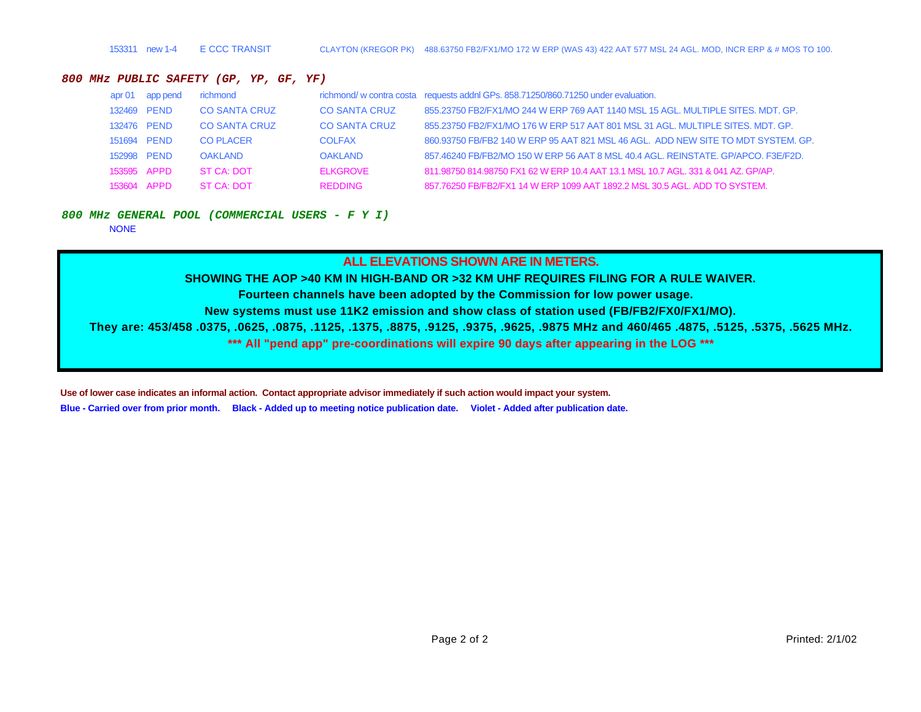| | | | | |
|---|---|---|---|---|
| 153311 | new 1-4 | E CCC TRANSIT | CLAYTON (KREGOR PK) | 488.63750 FB2/FX1/MO 172 W ERP (WAS 43) 422 AAT 577 MSL 24 AGL. MOD, INCR ERP & # MOS TO 100. |

## *800 MHz PUBLIC SAFETY (GP, YP, GF, YF)*

| | | | | |
|---|---|---|---|---|
| apr 01 | app pend | richmond | richmond/ w contra costa | requests addnl GPs. 858.71250/860.71250 under evaluation. |
| 132469 | PEND | CO SANTA CRUZ | CO SANTA CRUZ | 855.23750 FB2/FX1/MO 244 W ERP 769 AAT 1140 MSL 15 AGL. MULTIPLE SITES. MDT. GP. |
| 132476 | PEND | CO SANTA CRUZ | CO SANTA CRUZ | 855.23750 FB2/FX1/MO 176 W ERP 517 AAT 801 MSL 31 AGL. MULTIPLE SITES. MDT. GP. |
| 151694 | PEND | CO PLACER | COLFAX | 860.93750 FB/FB2 140 W ERP 95 AAT 821 MSL 46 AGL. ADD NEW SITE TO MDT SYSTEM. GP. |
| 152998 | PEND | OAKLAND | OAKLAND | 857.46240 FB/FB2/MO 150 W ERP 56 AAT 8 MSL 40.4 AGL. REINSTATE. GP/APCO. F3E/F2D. |
| 153595 | APPD | ST CA: DOT | ELKGROVE | 811.98750 814.98750 FX1 62 W ERP 10.4 AAT 13.1 MSL 10.7 AGL. 331 & 041 AZ. GP/AP. |
| 153604 | APPD | ST CA: DOT | REDDING | 857.76250 FB/FB2/FX1 14 W ERP 1099 AAT 1892.2 MSL 30.5 AGL. ADD TO SYSTEM. |

## *800 MHz GENERAL POOL (COMMERCIAL USERS - F Y I)*

NONE

**ALL ELEVATIONS SHOWN ARE IN METERS.**

**SHOWING THE AOP >40 KM IN HIGH-BAND OR >32 KM UHF REQUIRES FILING FOR A RULE WAIVER.**

**Fourteen channels have been adopted by the Commission for low power usage.**

**New systems must use 11K2 emission and show class of station used (FB/FB2/FX0/FX1/MO).**

**They are: 453/458 .0375, .0625, .0875, .1125, .1375, .8875, .9125, .9375, .9625, .9875 MHz and 460/465 .4875, .5125, .5375, .5625 MHz.**

**\*\*\* All "pend app" pre-coordinations will expire 90 days after appearing in the LOG \*\*\***

**Use of lower case indicates an informal action. Contact appropriate advisor immediately if such action would impact your system.**

**Blue - Carried over from prior month. Black - Added up to meeting notice publication date. Violet - Added after publication date.**

Printed: 2/1/02